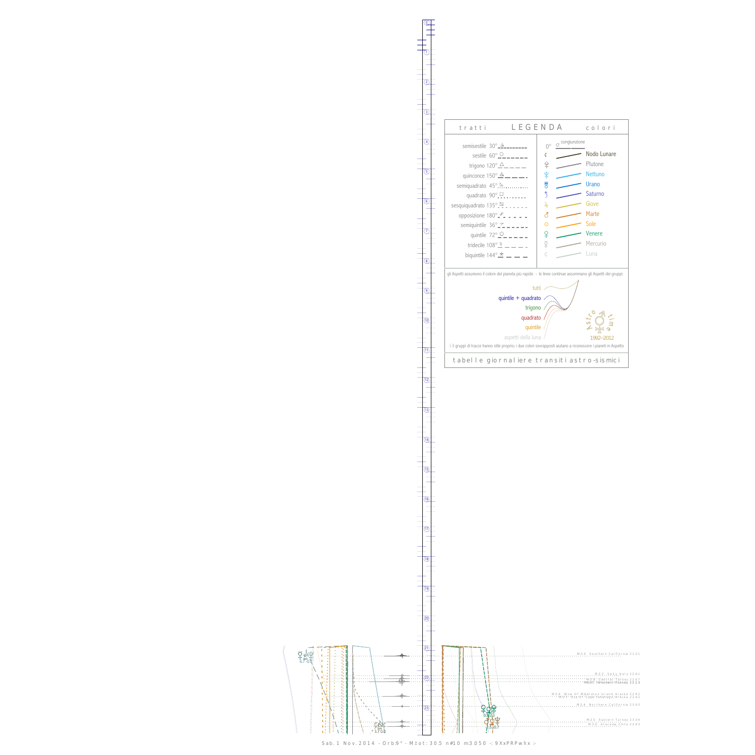## LEGENDA

**tratti**

- semisestile 30°
- sestile 60°
- trigono 120°
- quinconce 150°
- semiquadrato 45°
- quadrato 90°
- sesquiquadrato 135°
- opposizione 180°
- semiquintile 36°
- quintile 72°
- tridecile 108°
- biquintile 144°

**colori**

0° congiunzione

- Nodo Lunare
- Plutone
- Nettuno
- Urano
- Saturno
- Giove
- Marte
- Sole
- Venere
- Mercurio
- Luna

gli Aspetti assumono il colore del pianeta più rapido - le linee continue assommano gli Aspetti dei gruppi:

- tutti
- quintile + quadrato
- trigono
- quadrato
- quintile
- aspetti della luna

Astro time 1992–2012

i 3 gruppi di tracce hanno stile proprio; i due colori sovrapposti aiutano a riconoscere i pianeti in Aspetto

tabelle giornaliere transiti astro-sismici

M:3.4 Southern California 21:21

M:3.2 Sicily, Italy 22:01

M:3.8 Central Turkey 22:07

M:3.2 Western Turkey 22:13

M:3.6 Wsw Of Middleton Island, Alaska 22:42

M:3.1 Ese Of Cape Yakataga, Alaska 22:42

M:3.4 Northern California 23:03

M:3.5 Eastern Turkey 23:34

M:3.2 Atacama, Chile 23:43

Sab. 1 Nov. 2014 - Orb:9° - M.tot: 30.5 n#10 m:3.050 -: 9XxPRPwhx :-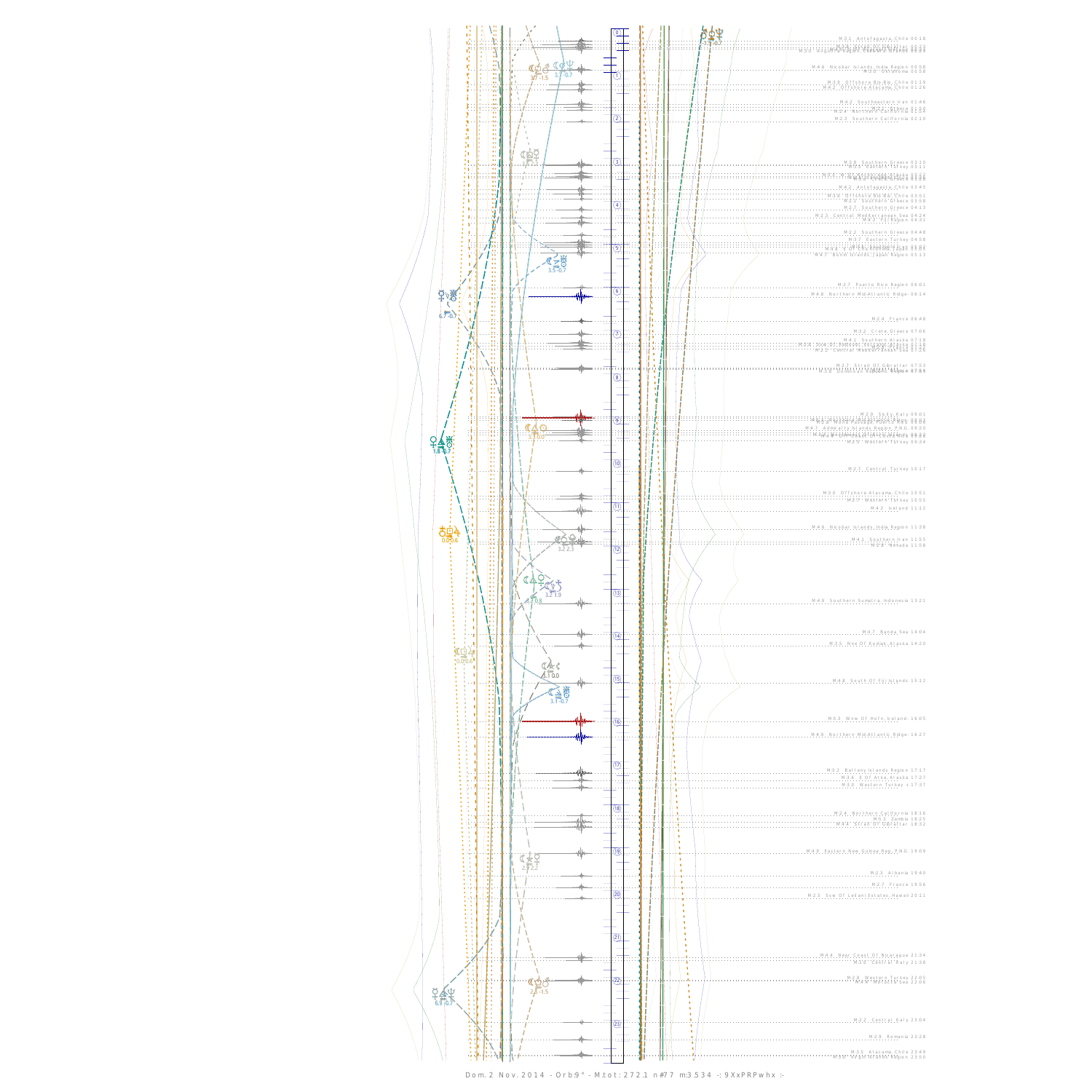M 3.1 Antofagasta, Chile 00:18
M 3.5 Vanuatu Islands 00:22
M 3.2 Kuril Islands 00:23
M 3.2 Kingdom Region, Leeward Islands 00:25
M 4.6 Nicobar Islands, India Region 00:58
M 3.0 Oklahoma 00:58
M 2.9 Offshore Bio-Bio, Chile 01:19
M 4.2 Offshore Atacama, Chile 01:26
M 4.2 Southeastern Iran 01:46
M 2.4 Greece 01:50
M 2.4 Northern California 01:52
M 2.3 Southern California 02:10
M 3.8 Southern Greece 03:10
M 2.5 Eastern Turkey 03:11
M 4.4 Western Mediterranean Sea 03:31
M 3.3 Central Turkey 03:33
M 4.2 Antofagasta, Chile 03:45
M 3.4 Offshore Bio-Bio, Chile 03:51
M 2.3 Southern Greece 03:58
M 3.7 Southern Greece 04:13
M 2.5 Central Mediterranean Sea 04:24
M 3.1 Fiji Region 04:31
M 2.2 Southern Greece 04:48
M 2.7 Eastern Turkey 04:58
M 4.4 E Of Kuril Islands 05:06
M 4.2 Bonin Islands, Japan Region 05:13
M 2.7 Puerto Rico Region 06:01
M 4.8 Northern Mid-Atlantic Ridge 06:14
M 2.4 France 06:48
M 3.2 Crete, Greece 07:06
M 4.1 Southern Alaska 07:18
M 3.8 Near Coast Of Peru 07:19
M 2.2 Central Mediterranean Sea 07:28
M 2.7 Strait Of Gibraltar 07:53
M 2.8 Dominican Republic Region 07:55
M 2.9 Sicily, Italy 09:01
M 3.2 Near Coast Of Northern Chile 09:04
M 4.7 Admiralty Islands Region, P.N.G. 09:20
M 4.2 Off Coast Of Jalisco, Mexico 09:26
M 2.5 Western Turkey 09:34
M 2.7 Central Turkey 10:17
M 3.0 Offshore Atacama, Chile 10:51
M 2.7 Western Turkey 10:55
M 4.3 Iceland 11:12
M 4.6 Nicobar Islands, India Region 11:38
M 4.1 Southern Iran 11:55
M 2.8 Nevada 11:58
M 4.9 Southern Sumatra, Indonesia 13:21
M 4.7 Banda Sea 14:04
M 3.5 Nne Of Kodiak, Alaska 14:20
M 4.8 South Of Fiji Islands 15:12
M 5.3 Wnw Of Hofn, Iceland 16:05
M 4.9 Northern Mid-Atlantic Ridge 16:27
M 5.2 Balleny Islands Region 17:17
M 3.6 E Of Attu, Alaska 17:27
M 3.0 Western Turkey 17:37
M 2.4 Northern California 18:16
M 5.1 Zambia 18:25
M 4.4 Strait Of Gibraltar 18:32
M 4.9 Eastern New Guinea Reg, P.N.G. 19:09
M 2.3 Albania 19:40
M 2.7 France 19:56
M 2.5 Ssw Of Lelani Estates, Hawaii 20:11
M 4.4 Near Coast Of Nicaragua 21:34
M 2.0 Central Italy 21:38
M 2.8 Western Turkey 22:05
M 4.4 Molucca Sea 22:06
M 2.2 Central Italy 23:04
M 2.8 Romania 23:28
M 3.5 Atacama, Chile 23:49
M 3.7 Virgin Islands Region 23:50

Dom. 2 Nov. 2014 - Orb:9° - M.tot: 272.1 n#77 m:3.534 -: 9XxPRPwhx :-